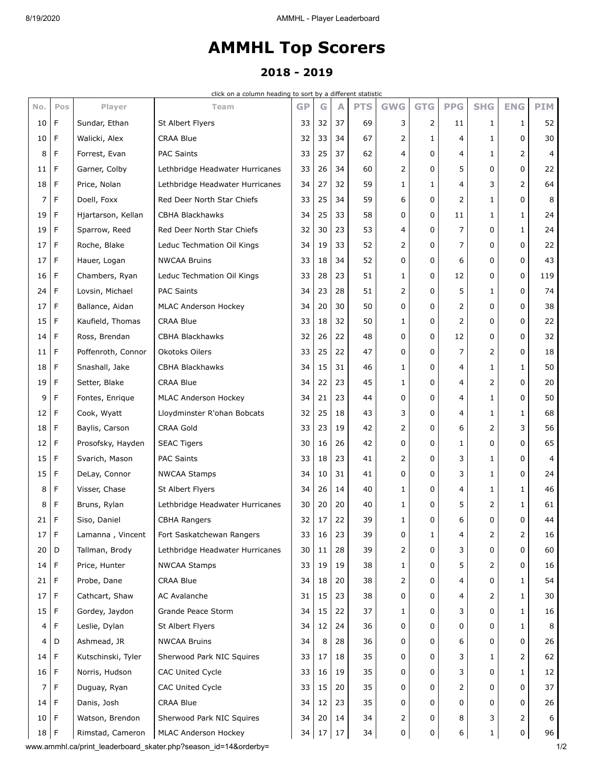# AMMHL Top Scorers

## 2018 - 2019

click on a column heading to sort by a different statistic

| No. | Pos | Player | Team | GP | G | A | PTS | GWG | GTG | PPG | SHG | ENG | PIM |
|---|---|---|---|---|---|---|---|---|---|---|---|---|---|
| 10 | F | Sundar, Ethan | St Albert Flyers | 33 | 32 | 37 | 69 | 3 | 2 | 11 | 1 | 1 | 52 |
| 10 | F | Walicki, Alex | CRAA Blue | 32 | 33 | 34 | 67 | 2 | 1 | 4 | 1 | 0 | 30 |
| 8 | F | Forrest, Evan | PAC Saints | 33 | 25 | 37 | 62 | 4 | 0 | 4 | 1 | 2 | 4 |
| 11 | F | Garner, Colby | Lethbridge Headwater Hurricanes | 33 | 26 | 34 | 60 | 2 | 0 | 5 | 0 | 0 | 22 |
| 18 | F | Price, Nolan | Lethbridge Headwater Hurricanes | 34 | 27 | 32 | 59 | 1 | 1 | 4 | 3 | 2 | 64 |
| 7 | F | Doell, Foxx | Red Deer North Star Chiefs | 33 | 25 | 34 | 59 | 6 | 0 | 2 | 1 | 0 | 8 |
| 19 | F | Hjartarson, Kellan | CBHA Blackhawks | 34 | 25 | 33 | 58 | 0 | 0 | 11 | 1 | 1 | 24 |
| 19 | F | Sparrow, Reed | Red Deer North Star Chiefs | 32 | 30 | 23 | 53 | 4 | 0 | 7 | 0 | 1 | 24 |
| 17 | F | Roche, Blake | Leduc Techmation Oil Kings | 34 | 19 | 33 | 52 | 2 | 0 | 7 | 0 | 0 | 22 |
| 17 | F | Hauer, Logan | NWCAA Bruins | 33 | 18 | 34 | 52 | 0 | 0 | 6 | 0 | 0 | 43 |
| 16 | F | Chambers, Ryan | Leduc Techmation Oil Kings | 33 | 28 | 23 | 51 | 1 | 0 | 12 | 0 | 0 | 119 |
| 24 | F | Lovsin, Michael | PAC Saints | 34 | 23 | 28 | 51 | 2 | 0 | 5 | 1 | 0 | 74 |
| 17 | F | Ballance, Aidan | MLAC Anderson Hockey | 34 | 20 | 30 | 50 | 0 | 0 | 2 | 0 | 0 | 38 |
| 15 | F | Kaufield, Thomas | CRAA Blue | 33 | 18 | 32 | 50 | 1 | 0 | 2 | 0 | 0 | 22 |
| 14 | F | Ross, Brendan | CBHA Blackhawks | 32 | 26 | 22 | 48 | 0 | 0 | 12 | 0 | 0 | 32 |
| 11 | F | Poffenroth, Connor | Okotoks Oilers | 33 | 25 | 22 | 47 | 0 | 0 | 7 | 2 | 0 | 18 |
| 18 | F | Snashall, Jake | CBHA Blackhawks | 34 | 15 | 31 | 46 | 1 | 0 | 4 | 1 | 1 | 50 |
| 19 | F | Setter, Blake | CRAA Blue | 34 | 22 | 23 | 45 | 1 | 0 | 4 | 2 | 0 | 20 |
| 9 | F | Fontes, Enrique | MLAC Anderson Hockey | 34 | 21 | 23 | 44 | 0 | 0 | 4 | 1 | 0 | 50 |
| 12 | F | Cook, Wyatt | Lloydminster R'ohan Bobcats | 32 | 25 | 18 | 43 | 3 | 0 | 4 | 1 | 1 | 68 |
| 18 | F | Baylis, Carson | CRAA Gold | 33 | 23 | 19 | 42 | 2 | 0 | 6 | 2 | 3 | 56 |
| 12 | F | Prosofsky, Hayden | SEAC Tigers | 30 | 16 | 26 | 42 | 0 | 0 | 1 | 0 | 0 | 65 |
| 15 | F | Svarich, Mason | PAC Saints | 33 | 18 | 23 | 41 | 2 | 0 | 3 | 1 | 0 | 4 |
| 15 | F | DeLay, Connor | NWCAA Stamps | 34 | 10 | 31 | 41 | 0 | 0 | 3 | 1 | 0 | 24 |
| 8 | F | Visser, Chase | St Albert Flyers | 34 | 26 | 14 | 40 | 1 | 0 | 4 | 1 | 1 | 46 |
| 8 | F | Bruns, Rylan | Lethbridge Headwater Hurricanes | 30 | 20 | 20 | 40 | 1 | 0 | 5 | 2 | 1 | 61 |
| 21 | F | Siso, Daniel | CBHA Rangers | 32 | 17 | 22 | 39 | 1 | 0 | 6 | 0 | 0 | 44 |
| 17 | F | Lamanna , Vincent | Fort Saskatchewan Rangers | 33 | 16 | 23 | 39 | 0 | 1 | 4 | 2 | 2 | 16 |
| 20 | D | Tallman, Brody | Lethbridge Headwater Hurricanes | 30 | 11 | 28 | 39 | 2 | 0 | 3 | 0 | 0 | 60 |
| 14 | F | Price, Hunter | NWCAA Stamps | 33 | 19 | 19 | 38 | 1 | 0 | 5 | 2 | 0 | 16 |
| 21 | F | Probe, Dane | CRAA Blue | 34 | 18 | 20 | 38 | 2 | 0 | 4 | 0 | 1 | 54 |
| 17 | F | Cathcart, Shaw | AC Avalanche | 31 | 15 | 23 | 38 | 0 | 0 | 4 | 2 | 1 | 30 |
| 15 | F | Gordey, Jaydon | Grande Peace Storm | 34 | 15 | 22 | 37 | 1 | 0 | 3 | 0 | 1 | 16 |
| 4 | F | Leslie, Dylan | St Albert Flyers | 34 | 12 | 24 | 36 | 0 | 0 | 0 | 0 | 1 | 8 |
| 4 | D | Ashmead, JR | NWCAA Bruins | 34 | 8 | 28 | 36 | 0 | 0 | 6 | 0 | 0 | 26 |
| 14 | F | Kutschinski, Tyler | Sherwood Park NIC Squires | 33 | 17 | 18 | 35 | 0 | 0 | 3 | 1 | 2 | 62 |
| 16 | F | Norris, Hudson | CAC United Cycle | 33 | 16 | 19 | 35 | 0 | 0 | 3 | 0 | 1 | 12 |
| 7 | F | Duguay, Ryan | CAC United Cycle | 33 | 15 | 20 | 35 | 0 | 0 | 2 | 0 | 0 | 37 |
| 14 | F | Danis, Josh | CRAA Blue | 34 | 12 | 23 | 35 | 0 | 0 | 0 | 0 | 0 | 26 |
| 10 | F | Watson, Brendon | Sherwood Park NIC Squires | 34 | 20 | 14 | 34 | 2 | 0 | 8 | 3 | 2 | 6 |
| 18 | F | Rimstad, Cameron | MLAC Anderson Hockey | 34 | 17 | 17 | 34 | 0 | 0 | 6 | 1 | 0 | 96 |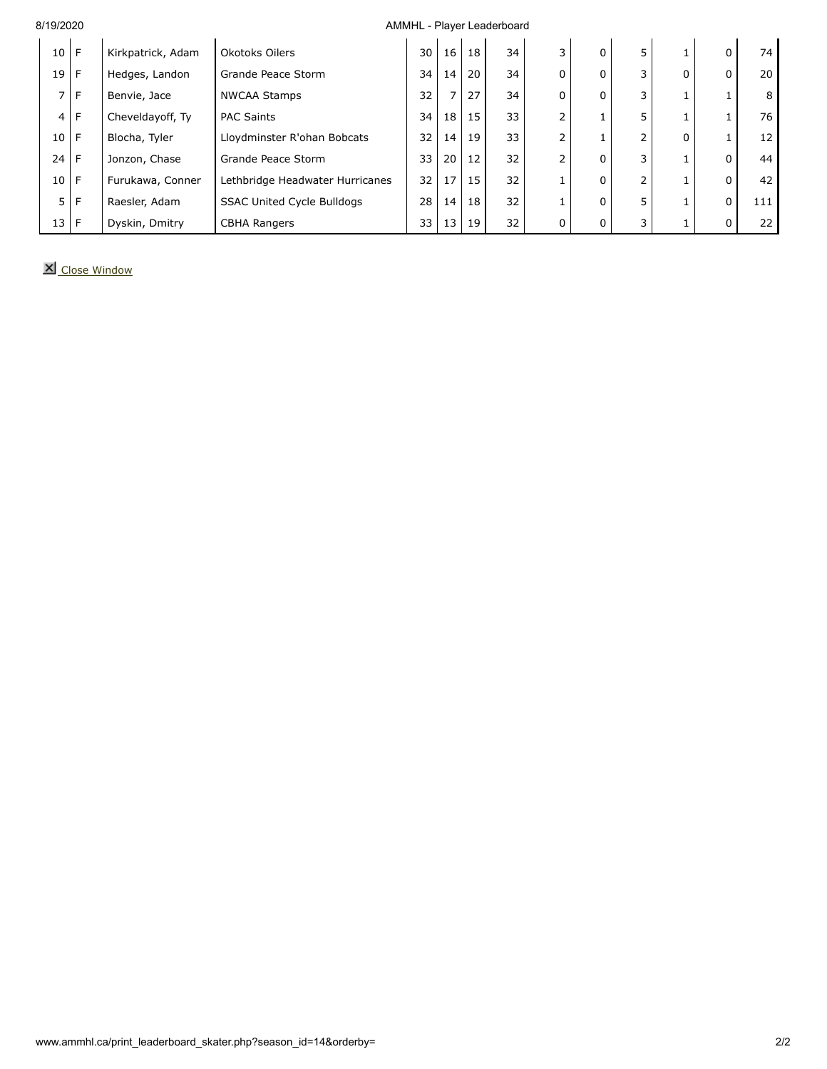| | | | | | | | | | | | | | |
|---|---|---|---|---|---|---|---|---|---|---|---|---|---|
| 10 | F | Kirkpatrick, Adam | Okotoks Oilers | 30 | 16 | 18 | 34 | 3 | 0 | 5 | 1 | 0 | 74 |
| 19 | F | Hedges, Landon | Grande Peace Storm | 34 | 14 | 20 | 34 | 0 | 0 | 3 | 0 | 0 | 20 |
| 7 | F | Benvie, Jace | NWCAA Stamps | 32 | 7 | 27 | 34 | 0 | 0 | 3 | 1 | 1 | 8 |
| 4 | F | Cheveldayoff, Ty | PAC Saints | 34 | 18 | 15 | 33 | 2 | 1 | 5 | 1 | 1 | 76 |
| 10 | F | Blocha, Tyler | Lloydminster R'ohan Bobcats | 32 | 14 | 19 | 33 | 2 | 1 | 2 | 0 | 1 | 12 |
| 24 | F | Jonzon, Chase | Grande Peace Storm | 33 | 20 | 12 | 32 | 2 | 0 | 3 | 1 | 0 | 44 |
| 10 | F | Furukawa, Conner | Lethbridge Headwater Hurricanes | 32 | 17 | 15 | 32 | 1 | 0 | 2 | 1 | 0 | 42 |
| 5 | F | Raesler, Adam | SSAC United Cycle Bulldogs | 28 | 14 | 18 | 32 | 1 | 0 | 5 | 1 | 0 | 111 |
| 13 | F | Dyskin, Dmitry | CBHA Rangers | 33 | 13 | 19 | 32 | 0 | 0 | 3 | 1 | 0 | 22 |

Close Window